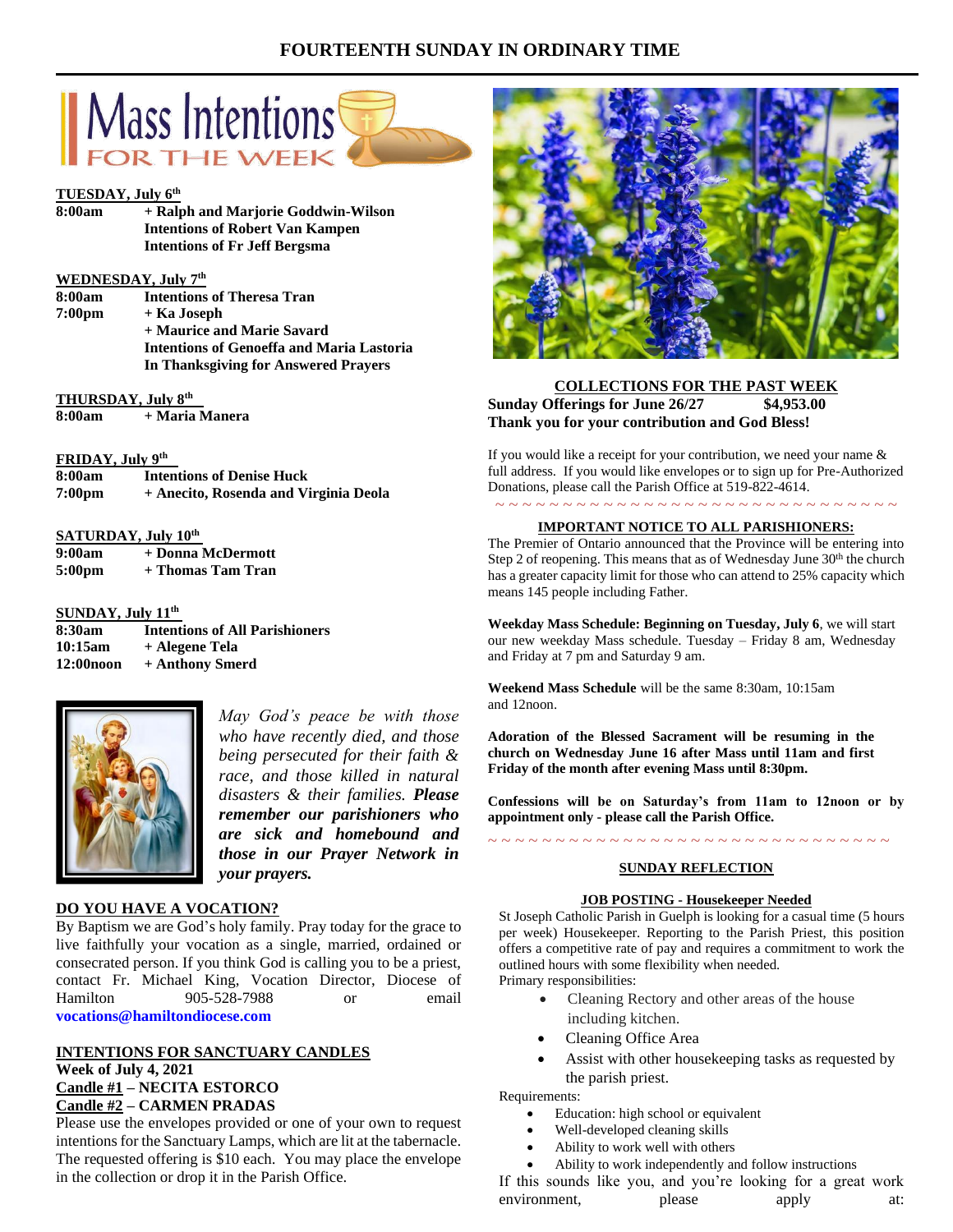# FOURTEENTH SUNDAY IN ORDINARY TIME

## Mass Intentions FOR THE WEEK

**TUESDAY, July 6th**

| | |
|---|---|
| **8:00am** | **+ Ralph and Marjorie Goddwin-Wilson** |
| | **Intentions of Robert Van Kampen** |
| | **Intentions of Fr Jeff Bergsma** |

**WEDNESDAY, July 7th**

| | |
|---|---|
| **8:00am** | **Intentions of Theresa Tran** |
| **7:00pm** | **+ Ka Joseph** |
| | **+ Maurice and Marie Savard** |
| | **Intentions of Genoeffa and Maria Lastoria** |
| | **In Thanksgiving for Answered Prayers** |

**THURSDAY, July 8th**

| | |
|---|---|
| **8:00am** | **+ Maria Manera** |

**FRIDAY, July 9th**

| | |
|---|---|
| **8:00am** | **Intentions of Denise Huck** |
| **7:00pm** | **+ Anecito, Rosenda and Virginia Deola** |

**SATURDAY, July 10th**

| | |
|---|---|
| **9:00am** | **+ Donna McDermott** |
| **5:00pm** | **+ Thomas Tam Tran** |

**SUNDAY, July 11th**

| | |
|---|---|
| **8:30am** | **Intentions of All Parishioners** |
| **10:15am** | **+ Alegene Tela** |
| **12:00noon** | **+ Anthony Smerd** |

*May God's peace be with those who have recently died, and those being persecuted for their faith & race, and those killed in natural disasters & their families.* ***Please remember our parishioners who are sick and homebound and those in our Prayer Network in your prayers.***

**DO YOU HAVE A VOCATION?**

By Baptism we are God's holy family. Pray today for the grace to live faithfully your vocation as a single, married, ordained or consecrated person. If you think God is calling you to be a priest, contact Fr. Michael King, Vocation Director, Diocese of Hamilton 905-528-7988 or email **vocations@hamiltondiocese.com**

**INTENTIONS FOR SANCTUARY CANDLES**

**Week of July 4, 2021**
**Candle #1 – NECITA ESTORCO**
**Candle #2 – CARMEN PRADAS**

Please use the envelopes provided or one of your own to request intentions for the Sanctuary Lamps, which are lit at the tabernacle. The requested offering is $10 each. You may place the envelope in the collection or drop it in the Parish Office.

**COLLECTIONS FOR THE PAST WEEK**

**Sunday Offerings for June 26/27 $4,953.00**
**Thank you for your contribution and God Bless!**

If you would like a receipt for your contribution, we need your name & full address. If you would like envelopes or to sign up for Pre-Authorized Donations, please call the Parish Office at 519-822-4614.

~ ~ ~ ~ ~ ~ ~ ~ ~ ~ ~ ~ ~ ~ ~ ~ ~ ~ ~ ~ ~ ~ ~ ~ ~ ~ ~ ~ ~ ~ ~ ~

**IMPORTANT NOTICE TO ALL PARISHIONERS:**

The Premier of Ontario announced that the Province will be entering into Step 2 of reopening. This means that as of Wednesday June 30th the church has a greater capacity limit for those who can attend to 25% capacity which means 145 people including Father.

**Weekday Mass Schedule: Beginning on Tuesday, July 6**, we will start our new weekday Mass schedule. Tuesday – Friday 8 am, Wednesday and Friday at 7 pm and Saturday 9 am.

**Weekend Mass Schedule** will be the same 8:30am, 10:15am and 12noon.

**Adoration of the Blessed Sacrament will be resuming in the church on Wednesday June 16 after Mass until 11am and first Friday of the month after evening Mass until 8:30pm.**

**Confessions will be on Saturday's from 11am to 12noon or by appointment only - please call the Parish Office.**

~ ~ ~ ~ ~ ~ ~ ~ ~ ~ ~ ~ ~ ~ ~ ~ ~ ~ ~ ~ ~ ~ ~ ~ ~ ~ ~ ~ ~ ~ ~ ~

**SUNDAY REFLECTION**

**JOB POSTING - Housekeeper Needed**

St Joseph Catholic Parish in Guelph is looking for a casual time (5 hours per week) Housekeeper. Reporting to the Parish Priest, this position offers a competitive rate of pay and requires a commitment to work the outlined hours with some flexibility when needed.

Primary responsibilities:

- Cleaning Rectory and other areas of the house including kitchen.
- Cleaning Office Area
- Assist with other housekeeping tasks as requested by the parish priest.

Requirements:

- Education: high school or equivalent
- Well-developed cleaning skills
- Ability to work well with others
- Ability to work independently and follow instructions

If this sounds like you, and you're looking for a great work environment, please apply at: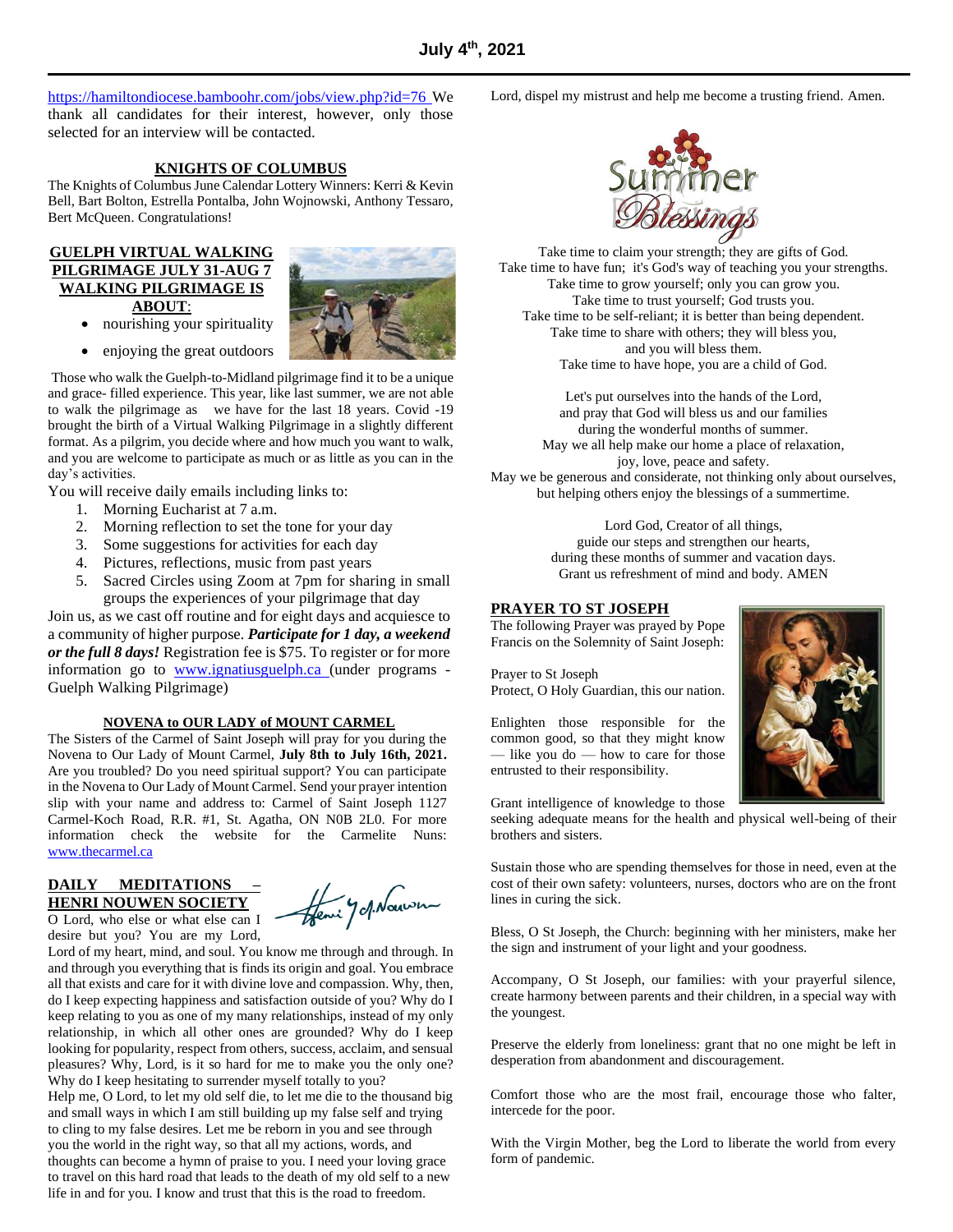https://hamiltondiocese.bamboohr.com/jobs/view.php?id=76 We thank all candidates for their interest, however, only those selected for an interview will be contacted.

## KNIGHTS OF COLUMBUS

The Knights of Columbus June Calendar Lottery Winners: Kerri & Kevin Bell, Bart Bolton, Estrella Pontalba, John Wojnowski, Anthony Tessaro, Bert McQueen. Congratulations!

## GUELPH VIRTUAL WALKING PILGRIMAGE JULY 31-AUG 7 WALKING PILGRIMAGE IS ABOUT:

- nourishing your spirituality
- enjoying the great outdoors

Those who walk the Guelph-to-Midland pilgrimage find it to be a unique and grace- filled experience. This year, like last summer, we are not able to walk the pilgrimage as we have for the last 18 years. Covid -19 brought the birth of a Virtual Walking Pilgrimage in a slightly different format. As a pilgrim, you decide where and how much you want to walk, and you are welcome to participate as much or as little as you can in the day's activities.

You will receive daily emails including links to:

1. Morning Eucharist at 7 a.m.
2. Morning reflection to set the tone for your day
3. Some suggestions for activities for each day
4. Pictures, reflections, music from past years
5. Sacred Circles using Zoom at 7pm for sharing in small groups the experiences of your pilgrimage that day

Join us, as we cast off routine and for eight days and acquiesce to a community of higher purpose. ***Participate for 1 day, a weekend or the full 8 days!*** Registration fee is $75. To register or for more information go to www.ignatiusguelph.ca (under programs - Guelph Walking Pilgrimage)

## NOVENA to OUR LADY of MOUNT CARMEL

The Sisters of the Carmel of Saint Joseph will pray for you during the Novena to Our Lady of Mount Carmel, **July 8th to July 16th, 2021.** Are you troubled? Do you need spiritual support? You can participate in the Novena to Our Lady of Mount Carmel. Send your prayer intention slip with your name and address to: Carmel of Saint Joseph 1127 Carmel-Koch Road, R.R. #1, St. Agatha, ON N0B 2L0. For more information check the website for the Carmelite Nuns: www.thecarmel.ca

## DAILY MEDITATIONS – HENRI NOUWEN SOCIETY

O Lord, who else or what else can I desire but you? You are my Lord, Lord of my heart, mind, and soul. You know me through and through. In and through you everything that is finds its origin and goal. You embrace all that exists and care for it with divine love and compassion. Why, then, do I keep expecting happiness and satisfaction outside of you? Why do I keep relating to you as one of my many relationships, instead of my only relationship, in which all other ones are grounded? Why do I keep looking for popularity, respect from others, success, acclaim, and sensual pleasures? Why, Lord, is it so hard for me to make you the only one? Why do I keep hesitating to surrender myself totally to you?

Help me, O Lord, to let my old self die, to let me die to the thousand big and small ways in which I am still building up my false self and trying to cling to my false desires. Let me be reborn in you and see through you the world in the right way, so that all my actions, words, and thoughts can become a hymn of praise to you. I need your loving grace to travel on this hard road that leads to the death of my old self to a new life in and for you. I know and trust that this is the road to freedom.

Lord, dispel my mistrust and help me become a trusting friend. Amen.

Summer Blessings

Take time to claim your strength; they are gifts of God.
Take time to have fun; it's God's way of teaching you your strengths.
Take time to grow yourself; only you can grow you.
Take time to trust yourself; God trusts you.
Take time to be self-reliant; it is better than being dependent.
Take time to share with others; they will bless you,
and you will bless them.
Take time to have hope, you are a child of God.

Let's put ourselves into the hands of the Lord,
and pray that God will bless us and our families
during the wonderful months of summer.
May we all help make our home a place of relaxation,
joy, love, peace and safety.
May we be generous and considerate, not thinking only about ourselves,
but helping others enjoy the blessings of a summertime.

Lord God, Creator of all things,
guide our steps and strengthen our hearts,
during these months of summer and vacation days.
Grant us refreshment of mind and body. AMEN

## PRAYER TO ST JOSEPH

The following Prayer was prayed by Pope Francis on the Solemnity of Saint Joseph:

Prayer to St Joseph
Protect, O Holy Guardian, this our nation.

Enlighten those responsible for the common good, so that they might know — like you do — how to care for those entrusted to their responsibility.

Grant intelligence of knowledge to those seeking adequate means for the health and physical well-being of their brothers and sisters.

Sustain those who are spending themselves for those in need, even at the cost of their own safety: volunteers, nurses, doctors who are on the front lines in curing the sick.

Bless, O St Joseph, the Church: beginning with her ministers, make her the sign and instrument of your light and your goodness.

Accompany, O St Joseph, our families: with your prayerful silence, create harmony between parents and their children, in a special way with the youngest.

Preserve the elderly from loneliness: grant that no one might be left in desperation from abandonment and discouragement.

Comfort those who are the most frail, encourage those who falter, intercede for the poor.

With the Virgin Mother, beg the Lord to liberate the world from every form of pandemic.